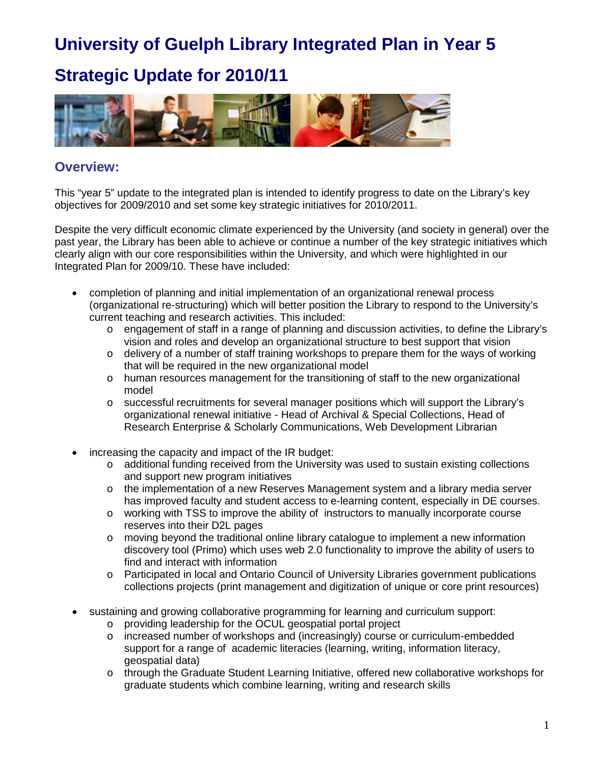# University of Guelph Library Integrated Plan in Year 5

# Strategic Update for 2010/11

## Overview:

This "year 5" update to the integrated plan is intended to identify progress to date on the Library's key objectives for 2009/2010 and set some key strategic initiatives for 2010/2011.

Despite the very difficult economic climate experienced by the University (and society in general) over the past year, the Library has been able to achieve or continue a number of the key strategic initiatives which clearly align with our core responsibilities within the University, and which were highlighted in our Integrated Plan for 2009/10. These have included:

- completion of planning and initial implementation of an organizational renewal process (organizational re-structuring) which will better position the Library to respond to the University's current teaching and research activities. This included:
  - engagement of staff in a range of planning and discussion activities, to define the Library's vision and roles and develop an organizational structure to best support that vision
  - delivery of a number of staff training workshops to prepare them for the ways of working that will be required in the new organizational model
  - human resources management for the transitioning of staff to the new organizational model
  - successful recruitments for several manager positions which will support the Library's organizational renewal initiative - Head of Archival & Special Collections, Head of Research Enterprise & Scholarly Communications, Web Development Librarian

- increasing the capacity and impact of the IR budget:
  - additional funding received from the University was used to sustain existing collections and support new program initiatives
  - the implementation of a new Reserves Management system and a library media server has improved faculty and student access to e-learning content, especially in DE courses.
  - working with TSS to improve the ability of instructors to manually incorporate course reserves into their D2L pages
  - moving beyond the traditional online library catalogue to implement a new information discovery tool (Primo) which uses web 2.0 functionality to improve the ability of users to find and interact with information
  - Participated in local and Ontario Council of University Libraries government publications collections projects (print management and digitization of unique or core print resources)

- sustaining and growing collaborative programming for learning and curriculum support:
  - providing leadership for the OCUL geospatial portal project
  - increased number of workshops and (increasingly) course or curriculum-embedded support for a range of academic literacies (learning, writing, information literacy, geospatial data)
  - through the Graduate Student Learning Initiative, offered new collaborative workshops for graduate students which combine learning, writing and research skills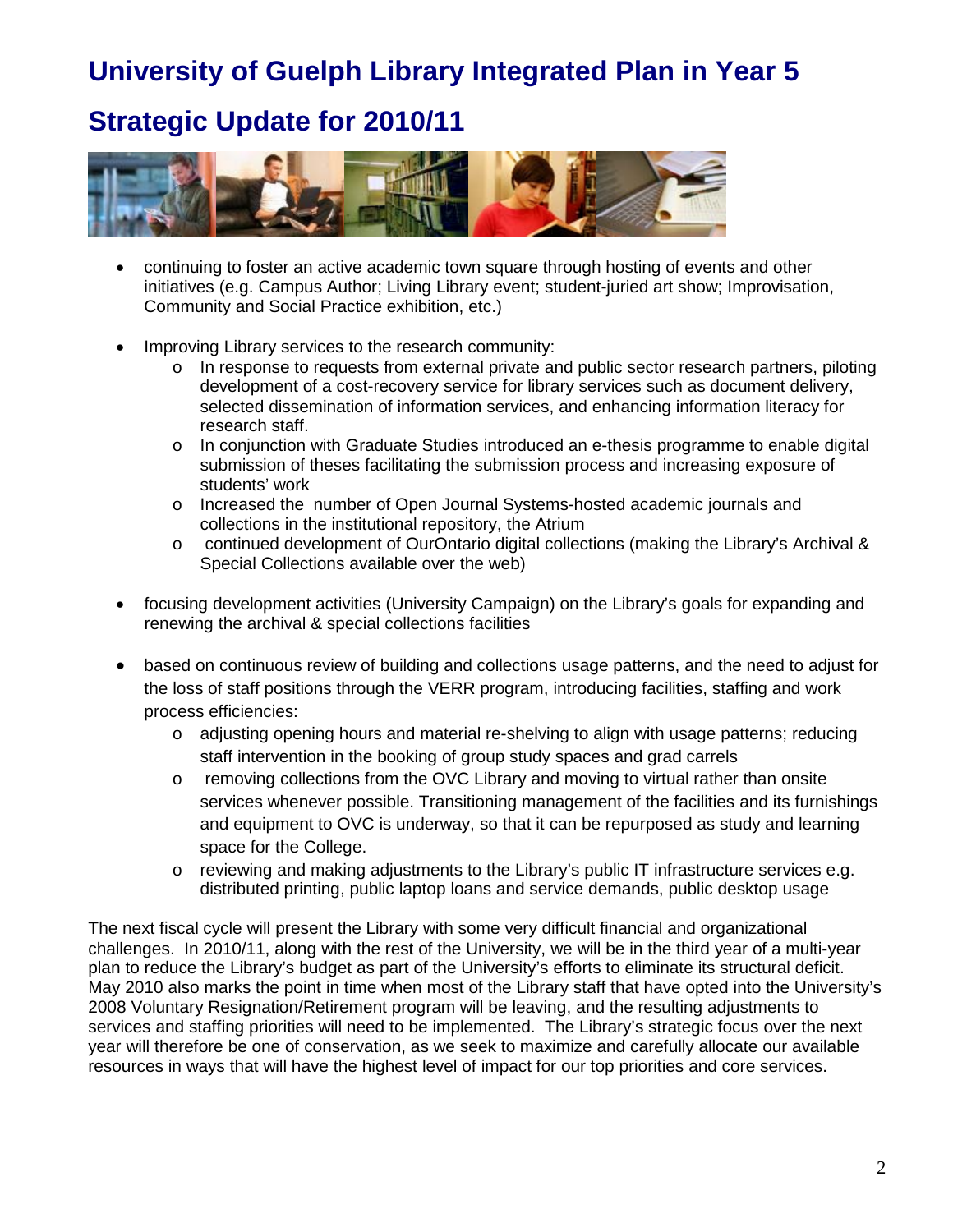# University of Guelph Library Integrated Plan in Year 5

# Strategic Update for 2010/11

- continuing to foster an active academic town square through hosting of events and other initiatives (e.g. Campus Author; Living Library event; student-juried art show; Improvisation, Community and Social Practice exhibition, etc.)

- Improving Library services to the research community:
  - In response to requests from external private and public sector research partners, piloting development of a cost-recovery service for library services such as document delivery, selected dissemination of information services, and enhancing information literacy for research staff.
  - In conjunction with Graduate Studies introduced an e-thesis programme to enable digital submission of theses facilitating the submission process and increasing exposure of students' work
  - Increased the number of Open Journal Systems-hosted academic journals and collections in the institutional repository, the Atrium
  - continued development of OurOntario digital collections (making the Library's Archival & Special Collections available over the web)

- focusing development activities (University Campaign) on the Library's goals for expanding and renewing the archival & special collections facilities

- based on continuous review of building and collections usage patterns, and the need to adjust for the loss of staff positions through the VERR program, introducing facilities, staffing and work process efficiencies:
  - adjusting opening hours and material re-shelving to align with usage patterns; reducing staff intervention in the booking of group study spaces and grad carrels
  - removing collections from the OVC Library and moving to virtual rather than onsite services whenever possible. Transitioning management of the facilities and its furnishings and equipment to OVC is underway, so that it can be repurposed as study and learning space for the College.
  - reviewing and making adjustments to the Library's public IT infrastructure services e.g. distributed printing, public laptop loans and service demands, public desktop usage

The next fiscal cycle will present the Library with some very difficult financial and organizational challenges. In 2010/11, along with the rest of the University, we will be in the third year of a multi-year plan to reduce the Library's budget as part of the University's efforts to eliminate its structural deficit. May 2010 also marks the point in time when most of the Library staff that have opted into the University's 2008 Voluntary Resignation/Retirement program will be leaving, and the resulting adjustments to services and staffing priorities will need to be implemented. The Library's strategic focus over the next year will therefore be one of conservation, as we seek to maximize and carefully allocate our available resources in ways that will have the highest level of impact for our top priorities and core services.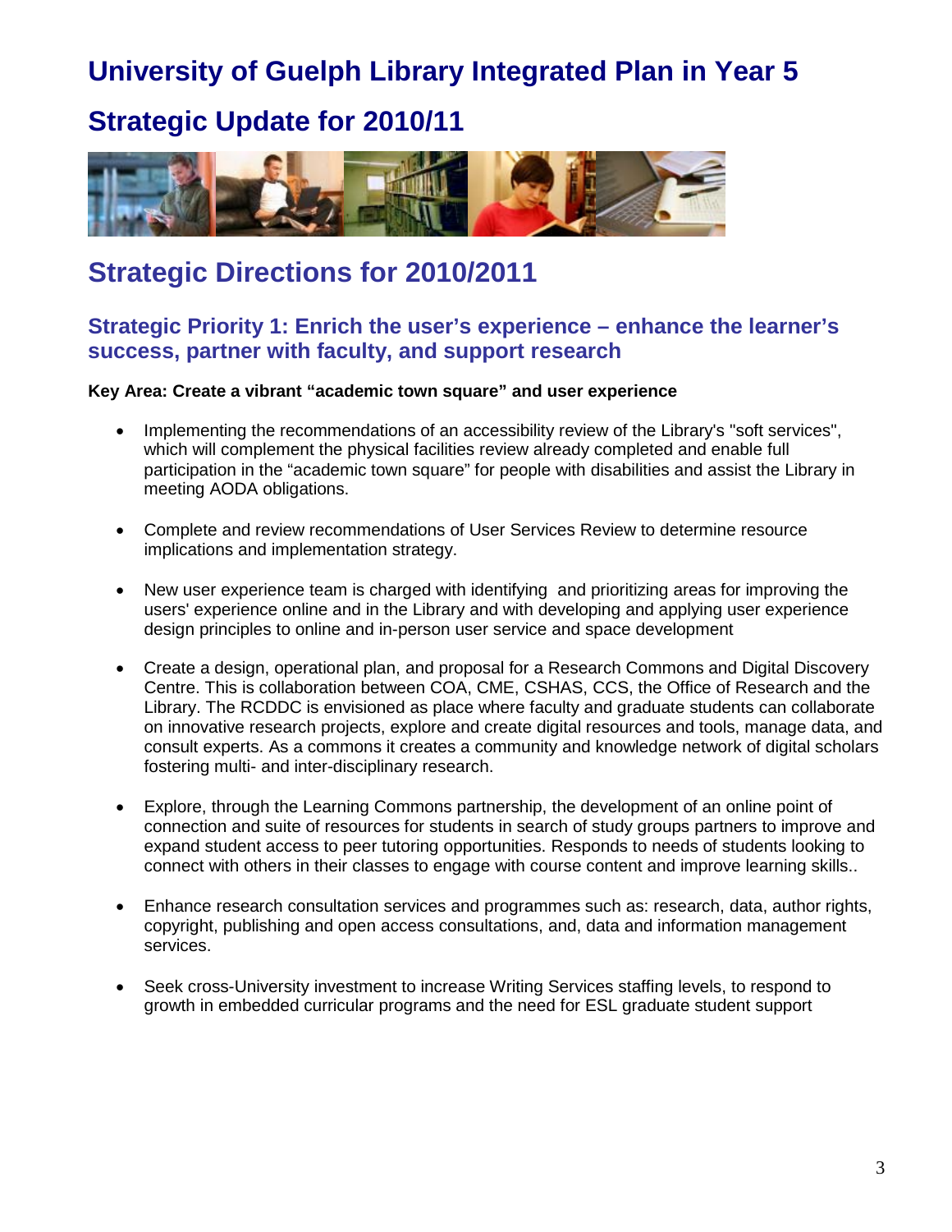# University of Guelph Library Integrated Plan in Year 5

# Strategic Update for 2010/11

## Strategic Directions for 2010/2011

### Strategic Priority 1: Enrich the user's experience – enhance the learner's success, partner with faculty, and support research

**Key Area: Create a vibrant "academic town square" and user experience**

- Implementing the recommendations of an accessibility review of the Library's "soft services", which will complement the physical facilities review already completed and enable full participation in the "academic town square" for people with disabilities and assist the Library in meeting AODA obligations.

- Complete and review recommendations of User Services Review to determine resource implications and implementation strategy.

- New user experience team is charged with identifying and prioritizing areas for improving the users' experience online and in the Library and with developing and applying user experience design principles to online and in-person user service and space development

- Create a design, operational plan, and proposal for a Research Commons and Digital Discovery Centre. This is collaboration between COA, CME, CSHAS, CCS, the Office of Research and the Library. The RCDDC is envisioned as place where faculty and graduate students can collaborate on innovative research projects, explore and create digital resources and tools, manage data, and consult experts. As a commons it creates a community and knowledge network of digital scholars fostering multi- and inter-disciplinary research.

- Explore, through the Learning Commons partnership, the development of an online point of connection and suite of resources for students in search of study groups partners to improve and expand student access to peer tutoring opportunities. Responds to needs of students looking to connect with others in their classes to engage with course content and improve learning skills..

- Enhance research consultation services and programmes such as: research, data, author rights, copyright, publishing and open access consultations, and, data and information management services.

- Seek cross-University investment to increase Writing Services staffing levels, to respond to growth in embedded curricular programs and the need for ESL graduate student support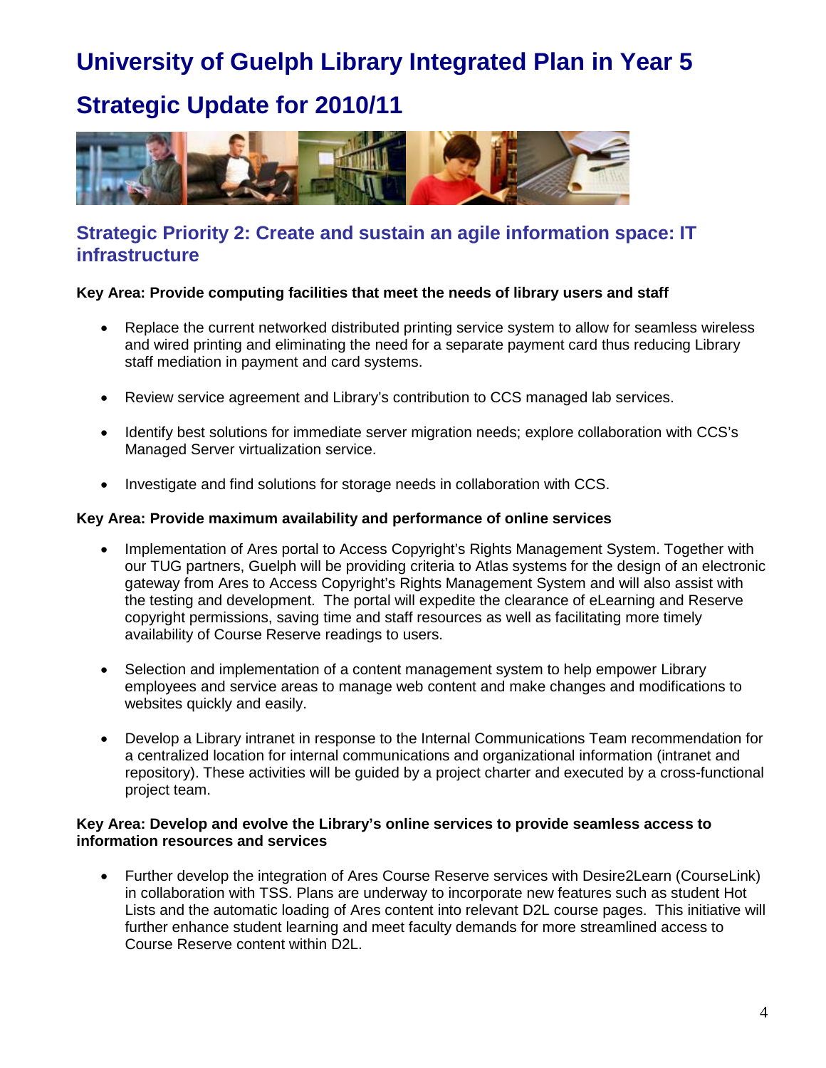# University of Guelph Library Integrated Plan in Year 5

# Strategic Update for 2010/11

## Strategic Priority 2: Create and sustain an agile information space: IT infrastructure

**Key Area: Provide computing facilities that meet the needs of library users and staff**

- Replace the current networked distributed printing service system to allow for seamless wireless and wired printing and eliminating the need for a separate payment card thus reducing Library staff mediation in payment and card systems.
- Review service agreement and Library's contribution to CCS managed lab services.
- Identify best solutions for immediate server migration needs; explore collaboration with CCS's Managed Server virtualization service.
- Investigate and find solutions for storage needs in collaboration with CCS.

**Key Area: Provide maximum availability and performance of online services**

- Implementation of Ares portal to Access Copyright's Rights Management System. Together with our TUG partners, Guelph will be providing criteria to Atlas systems for the design of an electronic gateway from Ares to Access Copyright's Rights Management System and will also assist with the testing and development. The portal will expedite the clearance of eLearning and Reserve copyright permissions, saving time and staff resources as well as facilitating more timely availability of Course Reserve readings to users.
- Selection and implementation of a content management system to help empower Library employees and service areas to manage web content and make changes and modifications to websites quickly and easily.
- Develop a Library intranet in response to the Internal Communications Team recommendation for a centralized location for internal communications and organizational information (intranet and repository). These activities will be guided by a project charter and executed by a cross-functional project team.

**Key Area: Develop and evolve the Library's online services to provide seamless access to information resources and services**

- Further develop the integration of Ares Course Reserve services with Desire2Learn (CourseLink) in collaboration with TSS. Plans are underway to incorporate new features such as student Hot Lists and the automatic loading of Ares content into relevant D2L course pages. This initiative will further enhance student learning and meet faculty demands for more streamlined access to Course Reserve content within D2L.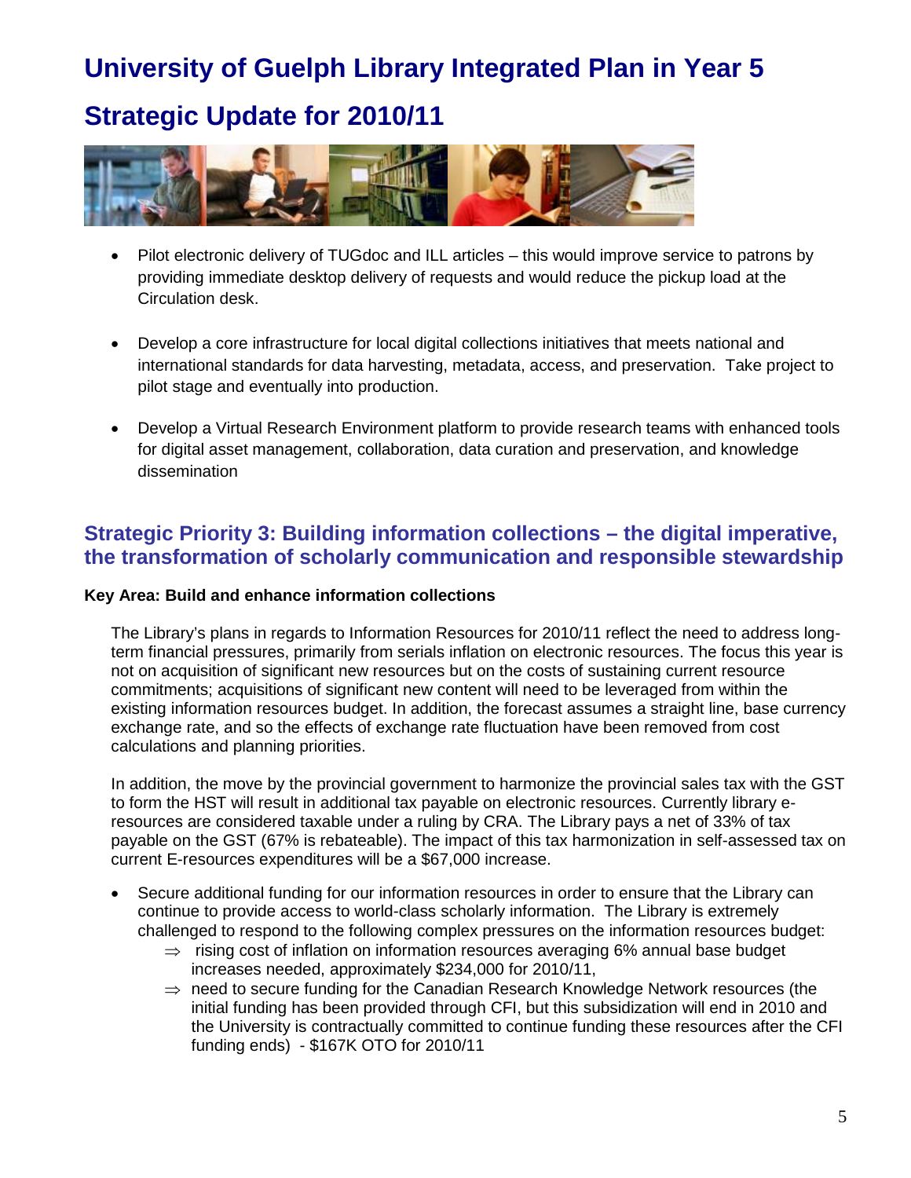# University of Guelph Library Integrated Plan in Year 5

# Strategic Update for 2010/11

- Pilot electronic delivery of TUGdoc and ILL articles – this would improve service to patrons by providing immediate desktop delivery of requests and would reduce the pickup load at the Circulation desk.

- Develop a core infrastructure for local digital collections initiatives that meets national and international standards for data harvesting, metadata, access, and preservation. Take project to pilot stage and eventually into production.

- Develop a Virtual Research Environment platform to provide research teams with enhanced tools for digital asset management, collaboration, data curation and preservation, and knowledge dissemination

## Strategic Priority 3: Building information collections – the digital imperative, the transformation of scholarly communication and responsible stewardship

**Key Area: Build and enhance information collections**

The Library's plans in regards to Information Resources for 2010/11 reflect the need to address long-term financial pressures, primarily from serials inflation on electronic resources. The focus this year is not on acquisition of significant new resources but on the costs of sustaining current resource commitments; acquisitions of significant new content will need to be leveraged from within the existing information resources budget. In addition, the forecast assumes a straight line, base currency exchange rate, and so the effects of exchange rate fluctuation have been removed from cost calculations and planning priorities.

In addition, the move by the provincial government to harmonize the provincial sales tax with the GST to form the HST will result in additional tax payable on electronic resources. Currently library e-resources are considered taxable under a ruling by CRA. The Library pays a net of 33% of tax payable on the GST (67% is rebateable). The impact of this tax harmonization in self-assessed tax on current E-resources expenditures will be a $67,000 increase.

- Secure additional funding for our information resources in order to ensure that the Library can continue to provide access to world-class scholarly information. The Library is extremely challenged to respond to the following complex pressures on the information resources budget:
  - ⇒ rising cost of inflation on information resources averaging 6% annual base budget increases needed, approximately $234,000 for 2010/11,
  - ⇒ need to secure funding for the Canadian Research Knowledge Network resources (the initial funding has been provided through CFI, but this subsidization will end in 2010 and the University is contractually committed to continue funding these resources after the CFI funding ends) - $167K OTO for 2010/11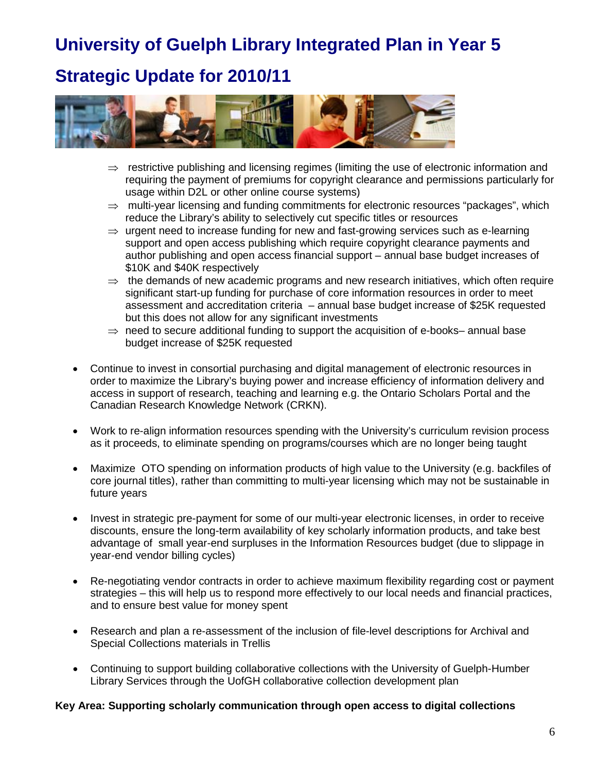# University of Guelph Library Integrated Plan in Year 5

## Strategic Update for 2010/11

- ⇒ restrictive publishing and licensing regimes (limiting the use of electronic information and requiring the payment of premiums for copyright clearance and permissions particularly for usage within D2L or other online course systems)
- ⇒ multi-year licensing and funding commitments for electronic resources "packages", which reduce the Library's ability to selectively cut specific titles or resources
- ⇒ urgent need to increase funding for new and fast-growing services such as e-learning support and open access publishing which require copyright clearance payments and author publishing and open access financial support – annual base budget increases of $10K and $40K respectively
- ⇒ the demands of new academic programs and new research initiatives, which often require significant start-up funding for purchase of core information resources in order to meet assessment and accreditation criteria – annual base budget increase of $25K requested but this does not allow for any significant investments
- ⇒ need to secure additional funding to support the acquisition of e-books– annual base budget increase of $25K requested

- Continue to invest in consortial purchasing and digital management of electronic resources in order to maximize the Library's buying power and increase efficiency of information delivery and access in support of research, teaching and learning e.g. the Ontario Scholars Portal and the Canadian Research Knowledge Network (CRKN).

- Work to re-align information resources spending with the University's curriculum revision process as it proceeds, to eliminate spending on programs/courses which are no longer being taught

- Maximize OTO spending on information products of high value to the University (e.g. backfiles of core journal titles), rather than committing to multi-year licensing which may not be sustainable in future years

- Invest in strategic pre-payment for some of our multi-year electronic licenses, in order to receive discounts, ensure the long-term availability of key scholarly information products, and take best advantage of small year-end surpluses in the Information Resources budget (due to slippage in year-end vendor billing cycles)

- Re-negotiating vendor contracts in order to achieve maximum flexibility regarding cost or payment strategies – this will help us to respond more effectively to our local needs and financial practices, and to ensure best value for money spent

- Research and plan a re-assessment of the inclusion of file-level descriptions for Archival and Special Collections materials in Trellis

- Continuing to support building collaborative collections with the University of Guelph-Humber Library Services through the UofGH collaborative collection development plan

**Key Area: Supporting scholarly communication through open access to digital collections**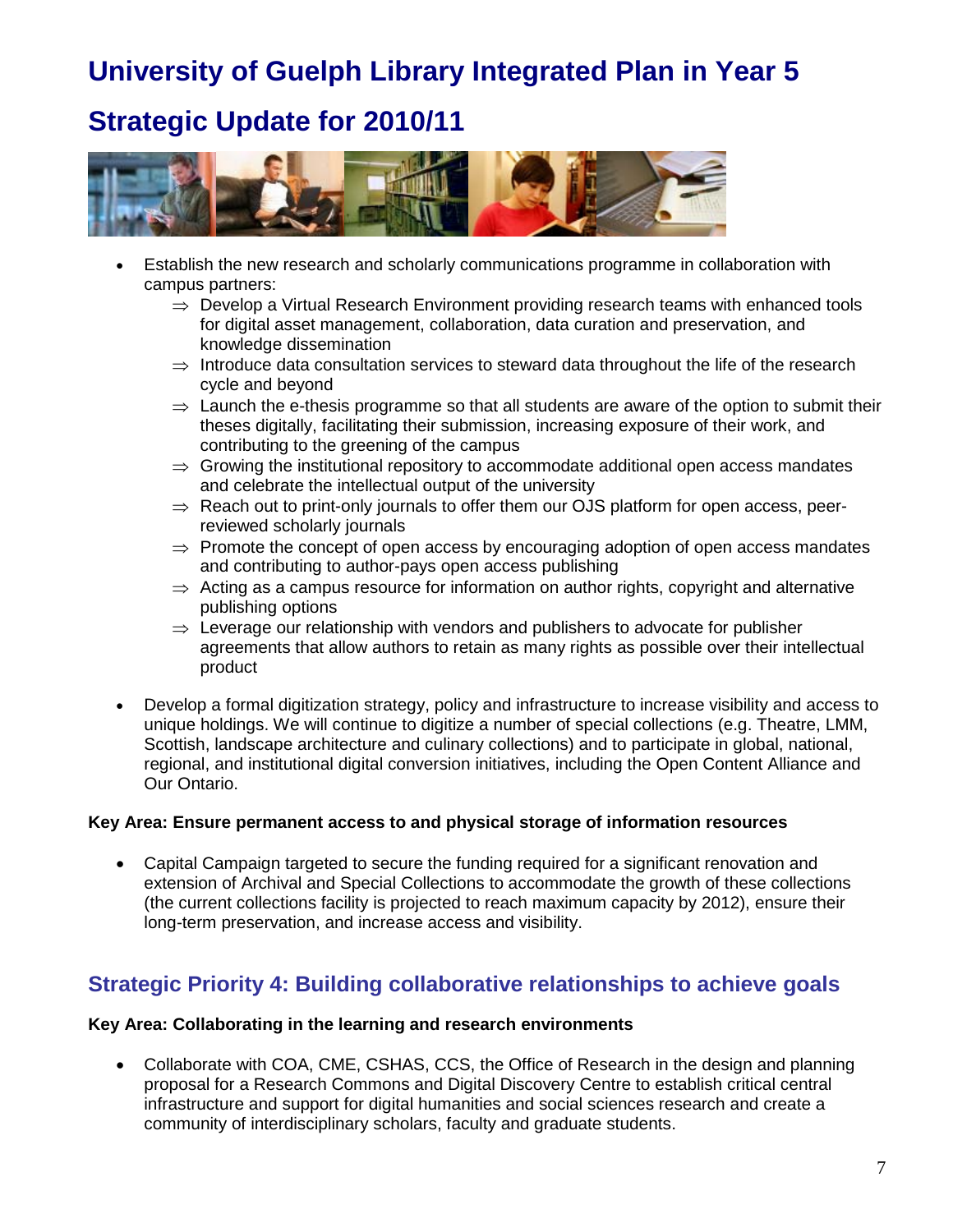# University of Guelph Library Integrated Plan in Year 5

# Strategic Update for 2010/11

- Establish the new research and scholarly communications programme in collaboration with campus partners:
  - ⇒ Develop a Virtual Research Environment providing research teams with enhanced tools for digital asset management, collaboration, data curation and preservation, and knowledge dissemination
  - ⇒ Introduce data consultation services to steward data throughout the life of the research cycle and beyond
  - ⇒ Launch the e-thesis programme so that all students are aware of the option to submit their theses digitally, facilitating their submission, increasing exposure of their work, and contributing to the greening of the campus
  - ⇒ Growing the institutional repository to accommodate additional open access mandates and celebrate the intellectual output of the university
  - ⇒ Reach out to print-only journals to offer them our OJS platform for open access, peer-reviewed scholarly journals
  - ⇒ Promote the concept of open access by encouraging adoption of open access mandates and contributing to author-pays open access publishing
  - ⇒ Acting as a campus resource for information on author rights, copyright and alternative publishing options
  - ⇒ Leverage our relationship with vendors and publishers to advocate for publisher agreements that allow authors to retain as many rights as possible over their intellectual product
- Develop a formal digitization strategy, policy and infrastructure to increase visibility and access to unique holdings. We will continue to digitize a number of special collections (e.g. Theatre, LMM, Scottish, landscape architecture and culinary collections) and to participate in global, national, regional, and institutional digital conversion initiatives, including the Open Content Alliance and Our Ontario.

**Key Area: Ensure permanent access to and physical storage of information resources**

- Capital Campaign targeted to secure the funding required for a significant renovation and extension of Archival and Special Collections to accommodate the growth of these collections (the current collections facility is projected to reach maximum capacity by 2012), ensure their long-term preservation, and increase access and visibility.

## Strategic Priority 4: Building collaborative relationships to achieve goals

**Key Area: Collaborating in the learning and research environments**

- Collaborate with COA, CME, CSHAS, CCS, the Office of Research in the design and planning proposal for a Research Commons and Digital Discovery Centre to establish critical central infrastructure and support for digital humanities and social sciences research and create a community of interdisciplinary scholars, faculty and graduate students.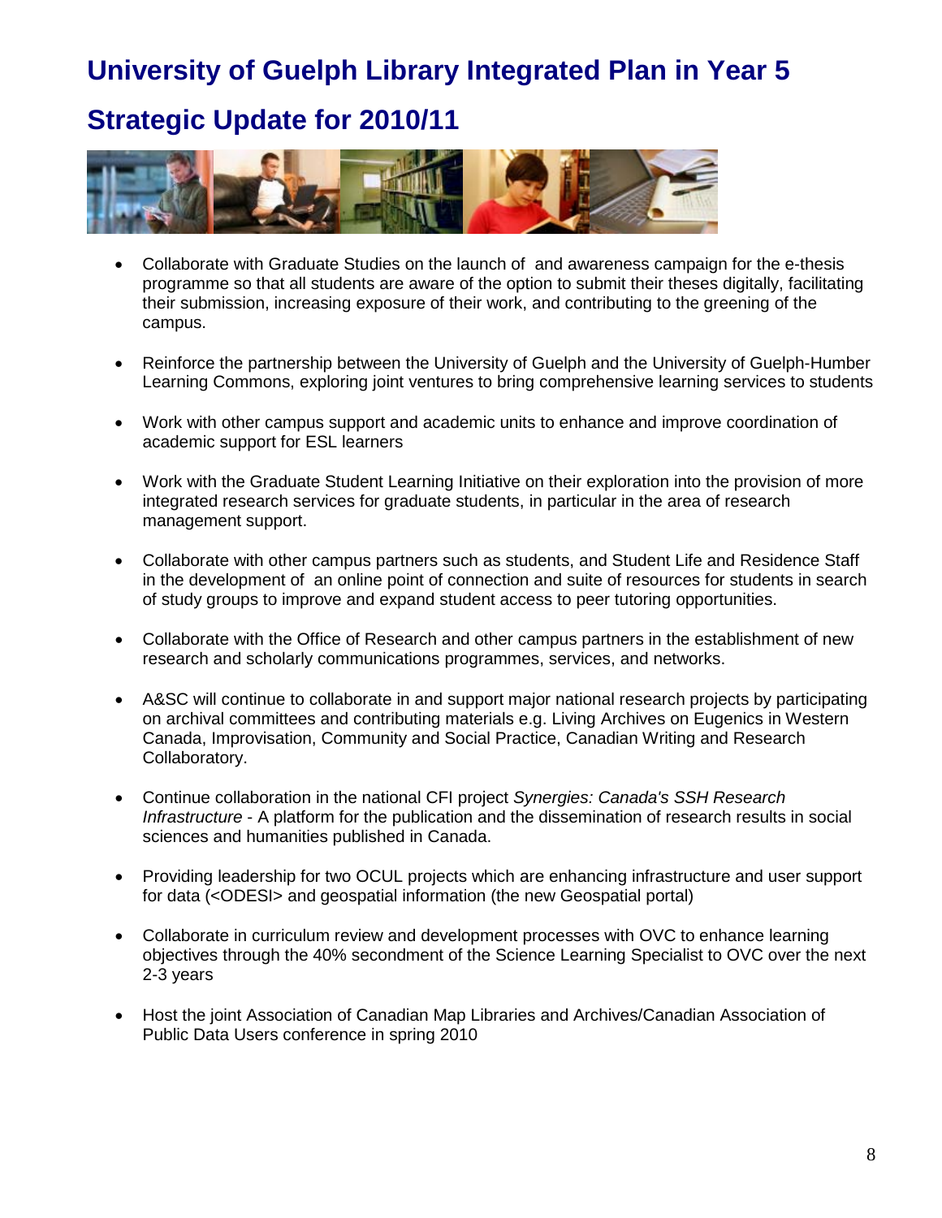# University of Guelph Library Integrated Plan in Year 5

## Strategic Update for 2010/11

- Collaborate with Graduate Studies on the launch of and awareness campaign for the e-thesis programme so that all students are aware of the option to submit their theses digitally, facilitating their submission, increasing exposure of their work, and contributing to the greening of the campus.

- Reinforce the partnership between the University of Guelph and the University of Guelph-Humber Learning Commons, exploring joint ventures to bring comprehensive learning services to students

- Work with other campus support and academic units to enhance and improve coordination of academic support for ESL learners

- Work with the Graduate Student Learning Initiative on their exploration into the provision of more integrated research services for graduate students, in particular in the area of research management support.

- Collaborate with other campus partners such as students, and Student Life and Residence Staff in the development of an online point of connection and suite of resources for students in search of study groups to improve and expand student access to peer tutoring opportunities.

- Collaborate with the Office of Research and other campus partners in the establishment of new research and scholarly communications programmes, services, and networks.

- A&SC will continue to collaborate in and support major national research projects by participating on archival committees and contributing materials e.g. Living Archives on Eugenics in Western Canada, Improvisation, Community and Social Practice, Canadian Writing and Research Collaboratory.

- Continue collaboration in the national CFI project *Synergies: Canada's SSH Research Infrastructure* - A platform for the publication and the dissemination of research results in social sciences and humanities published in Canada.

- Providing leadership for two OCUL projects which are enhancing infrastructure and user support for data (<ODESI> and geospatial information (the new Geospatial portal)

- Collaborate in curriculum review and development processes with OVC to enhance learning objectives through the 40% secondment of the Science Learning Specialist to OVC over the next 2-3 years

- Host the joint Association of Canadian Map Libraries and Archives/Canadian Association of Public Data Users conference in spring 2010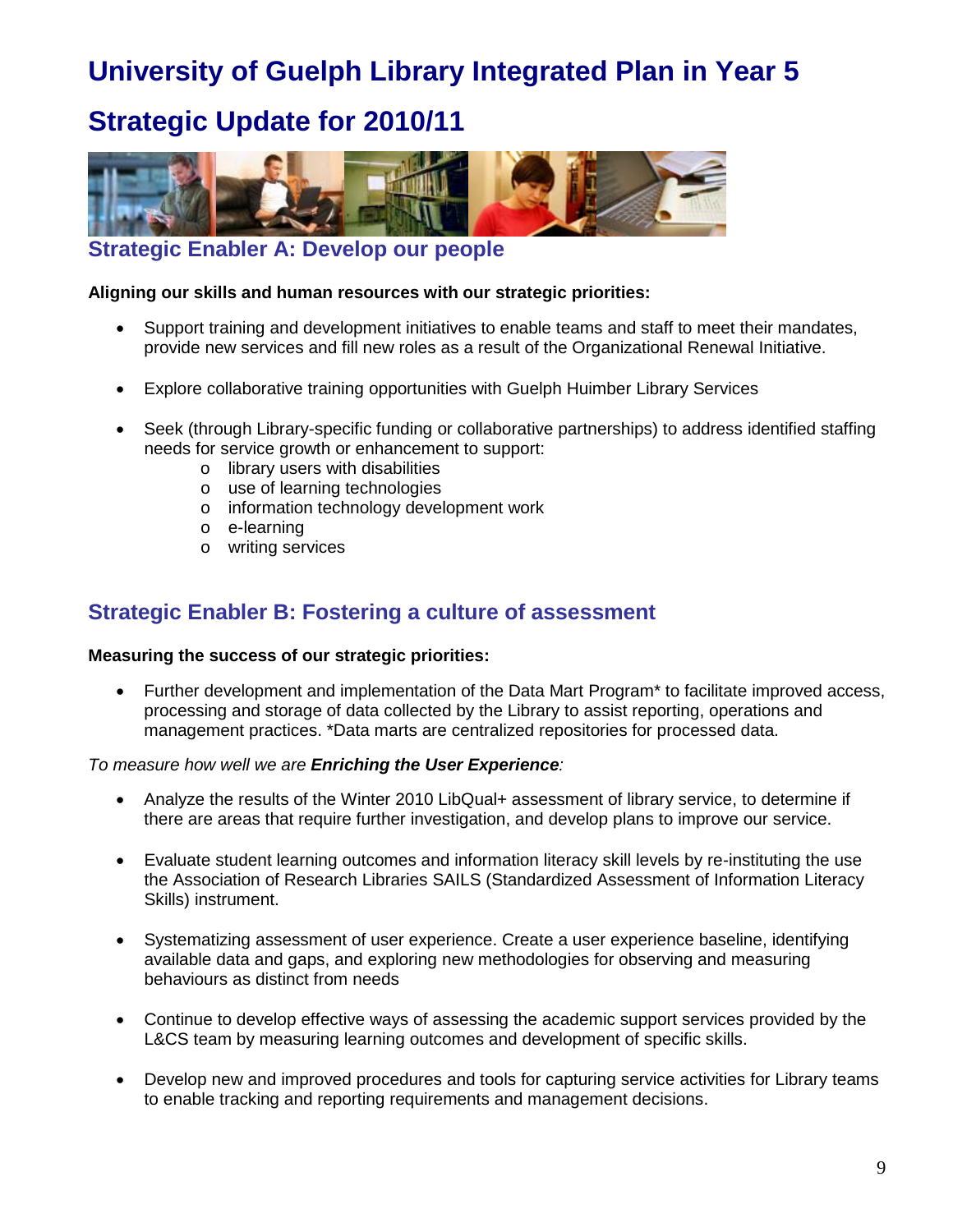# University of Guelph Library Integrated Plan in Year 5

# Strategic Update for 2010/11

## Strategic Enabler A: Develop our people

**Aligning our skills and human resources with our strategic priorities:**

- Support training and development initiatives to enable teams and staff to meet their mandates, provide new services and fill new roles as a result of the Organizational Renewal Initiative.
- Explore collaborative training opportunities with Guelph Huimber Library Services
- Seek (through Library-specific funding or collaborative partnerships) to address identified staffing needs for service growth or enhancement to support:
  - library users with disabilities
  - use of learning technologies
  - information technology development work
  - e-learning
  - writing services

## Strategic Enabler B: Fostering a culture of assessment

**Measuring the success of our strategic priorities:**

- Further development and implementation of the Data Mart Program* to facilitate improved access, processing and storage of data collected by the Library to assist reporting, operations and management practices. *Data marts are centralized repositories for processed data.

*To measure how well we are **Enriching the User Experience**:*

- Analyze the results of the Winter 2010 LibQual+ assessment of library service, to determine if there are areas that require further investigation, and develop plans to improve our service.
- Evaluate student learning outcomes and information literacy skill levels by re-instituting the use the Association of Research Libraries SAILS (Standardized Assessment of Information Literacy Skills) instrument.
- Systematizing assessment of user experience. Create a user experience baseline, identifying available data and gaps, and exploring new methodologies for observing and measuring behaviours as distinct from needs
- Continue to develop effective ways of assessing the academic support services provided by the L&CS team by measuring learning outcomes and development of specific skills.
- Develop new and improved procedures and tools for capturing service activities for Library teams to enable tracking and reporting requirements and management decisions.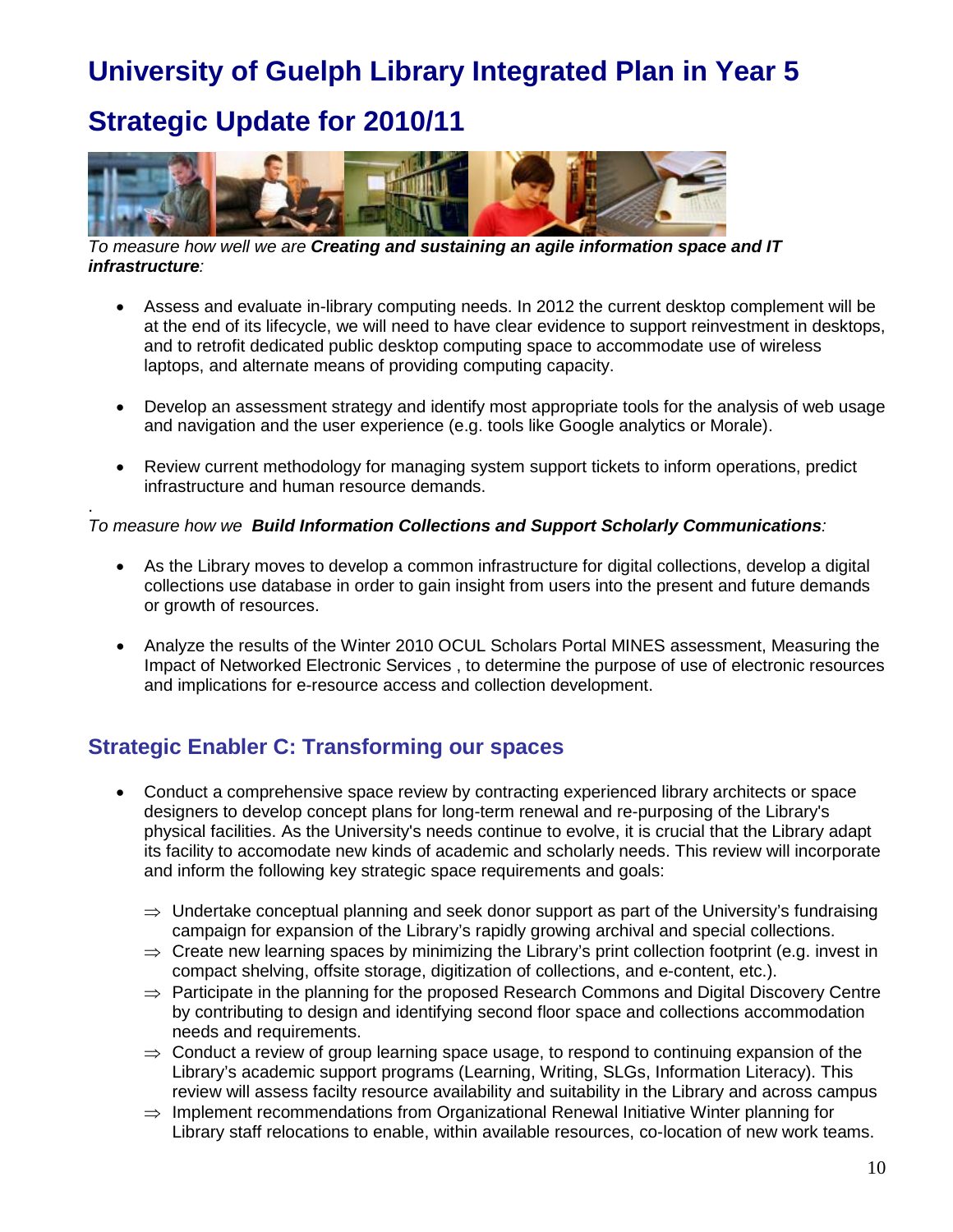# University of Guelph Library Integrated Plan in Year 5

# Strategic Update for 2010/11

*To measure how well we are **Creating and sustaining an agile information space and IT infrastructure**:*

- Assess and evaluate in-library computing needs. In 2012 the current desktop complement will be at the end of its lifecycle, we will need to have clear evidence to support reinvestment in desktops, and to retrofit dedicated public desktop computing space to accommodate use of wireless laptops, and alternate means of providing computing capacity.

- Develop an assessment strategy and identify most appropriate tools for the analysis of web usage and navigation and the user experience (e.g. tools like Google analytics or Morale).

- Review current methodology for managing system support tickets to inform operations, predict infrastructure and human resource demands.

.
*To measure how we **Build Information Collections and Support Scholarly Communications**:*

- As the Library moves to develop a common infrastructure for digital collections, develop a digital collections use database in order to gain insight from users into the present and future demands or growth of resources.

- Analyze the results of the Winter 2010 OCUL Scholars Portal MINES assessment, Measuring the Impact of Networked Electronic Services , to determine the purpose of use of electronic resources and implications for e-resource access and collection development.

## Strategic Enabler C: Transforming our spaces

- Conduct a comprehensive space review by contracting experienced library architects or space designers to develop concept plans for long-term renewal and re-purposing of the Library's physical facilities. As the University's needs continue to evolve, it is crucial that the Library adapt its facility to accomodate new kinds of academic and scholarly needs. This review will incorporate and inform the following key strategic space requirements and goals:

  - ⇒ Undertake conceptual planning and seek donor support as part of the University's fundraising campaign for expansion of the Library's rapidly growing archival and special collections.
  - ⇒ Create new learning spaces by minimizing the Library's print collection footprint (e.g. invest in compact shelving, offsite storage, digitization of collections, and e-content, etc.).
  - ⇒ Participate in the planning for the proposed Research Commons and Digital Discovery Centre by contributing to design and identifying second floor space and collections accommodation needs and requirements.
  - ⇒ Conduct a review of group learning space usage, to respond to continuing expansion of the Library's academic support programs (Learning, Writing, SLGs, Information Literacy). This review will assess facilty resource availability and suitability in the Library and across campus
  - ⇒ Implement recommendations from Organizational Renewal Initiative Winter planning for Library staff relocations to enable, within available resources, co-location of new work teams.